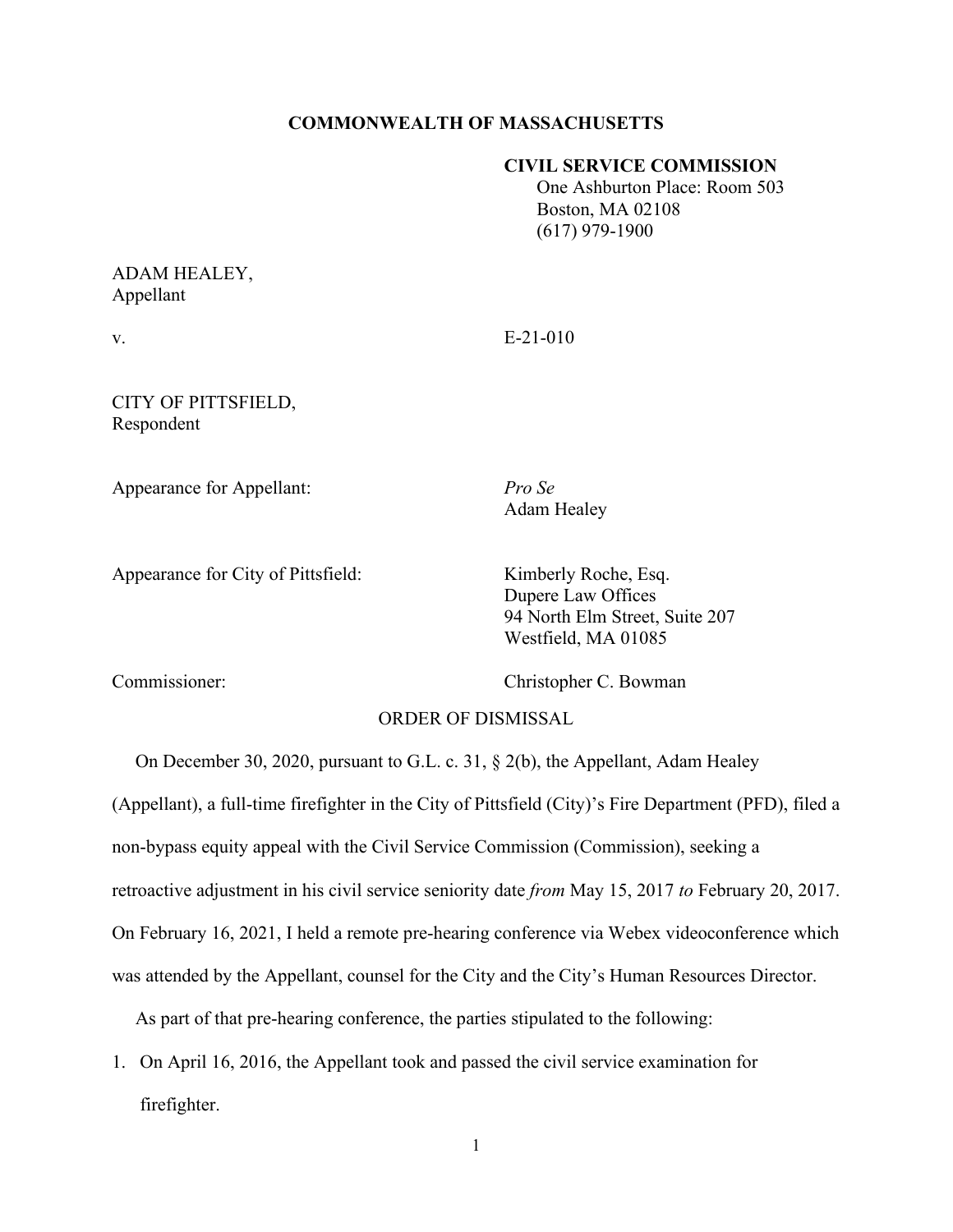**COMMONWEALTH OF MASSACHUSETTS**

**CIVIL SERVICE COMMISSION**
One Ashburton Place: Room 503
Boston, MA 02108
(617) 979-1900

ADAM HEALEY,
Appellant

v. E-21-010

CITY OF PITTSFIELD,
Respondent

Appearance for Appellant: *Pro Se*
Adam Healey

Appearance for City of Pittsfield: Kimberly Roche, Esq.
Dupere Law Offices
94 North Elm Street, Suite 207
Westfield, MA 01085

Commissioner: Christopher C. Bowman

ORDER OF DISMISSAL

On December 30, 2020, pursuant to G.L. c. 31, § 2(b), the Appellant, Adam Healey (Appellant), a full-time firefighter in the City of Pittsfield (City)'s Fire Department (PFD), filed a non-bypass equity appeal with the Civil Service Commission (Commission), seeking a retroactive adjustment in his civil service seniority date *from* May 15, 2017 *to* February 20, 2017. On February 16, 2021, I held a remote pre-hearing conference via Webex videoconference which was attended by the Appellant, counsel for the City and the City's Human Resources Director.

As part of that pre-hearing conference, the parties stipulated to the following:

1. On April 16, 2016, the Appellant took and passed the civil service examination for firefighter.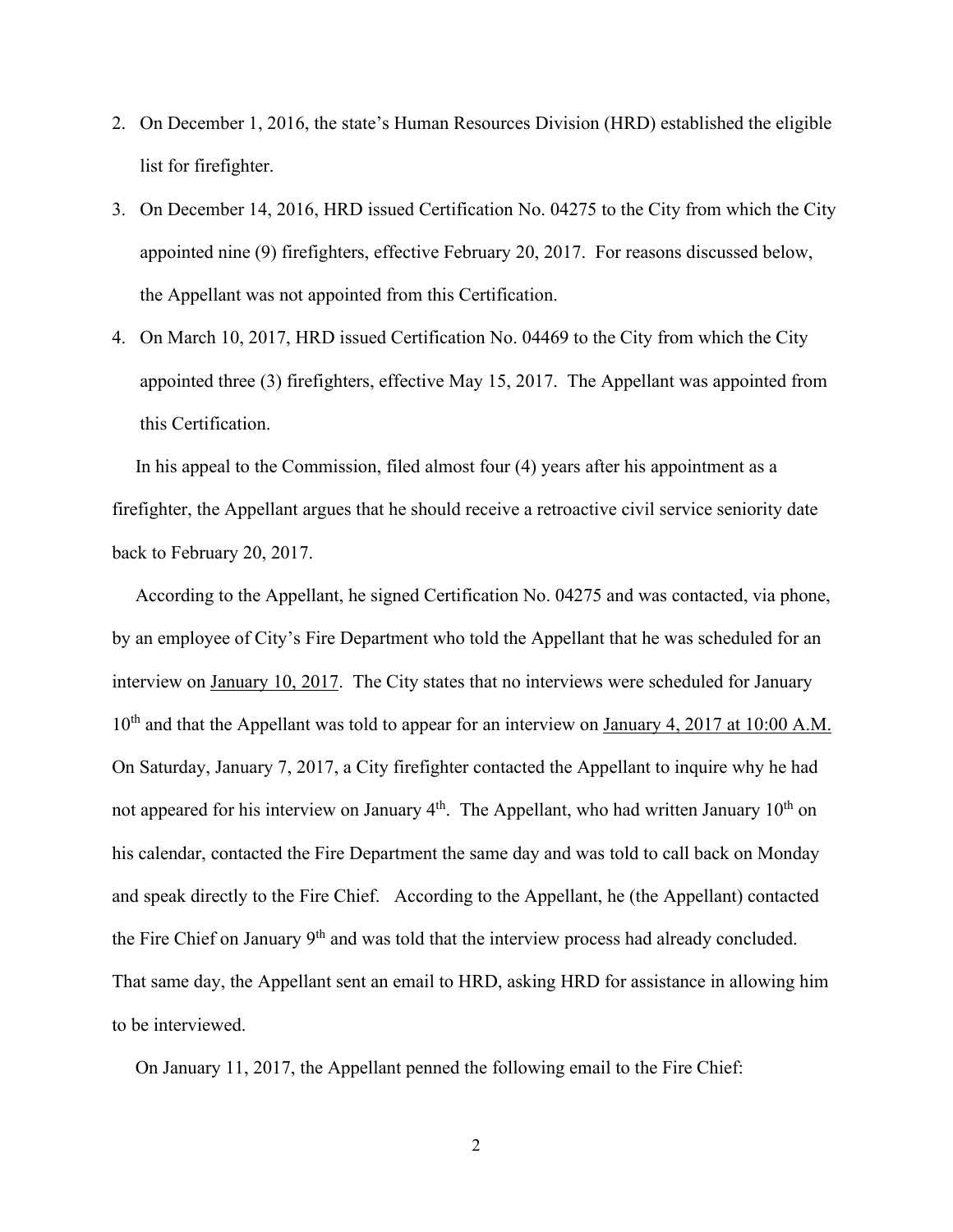2. On December 1, 2016, the state's Human Resources Division (HRD) established the eligible list for firefighter.
3. On December 14, 2016, HRD issued Certification No. 04275 to the City from which the City appointed nine (9) firefighters, effective February 20, 2017. For reasons discussed below, the Appellant was not appointed from this Certification.
4. On March 10, 2017, HRD issued Certification No. 04469 to the City from which the City appointed three (3) firefighters, effective May 15, 2017. The Appellant was appointed from this Certification.

In his appeal to the Commission, filed almost four (4) years after his appointment as a firefighter, the Appellant argues that he should receive a retroactive civil service seniority date back to February 20, 2017.

According to the Appellant, he signed Certification No. 04275 and was contacted, via phone, by an employee of City's Fire Department who told the Appellant that he was scheduled for an interview on <u>January 10, 2017</u>. The City states that no interviews were scheduled for January 10th and that the Appellant was told to appear for an interview on <u>January 4, 2017 at 10:00 A.M.</u> On Saturday, January 7, 2017, a City firefighter contacted the Appellant to inquire why he had not appeared for his interview on January 4th. The Appellant, who had written January 10th on his calendar, contacted the Fire Department the same day and was told to call back on Monday and speak directly to the Fire Chief. According to the Appellant, he (the Appellant) contacted the Fire Chief on January 9th and was told that the interview process had already concluded. That same day, the Appellant sent an email to HRD, asking HRD for assistance in allowing him to be interviewed.

On January 11, 2017, the Appellant penned the following email to the Fire Chief: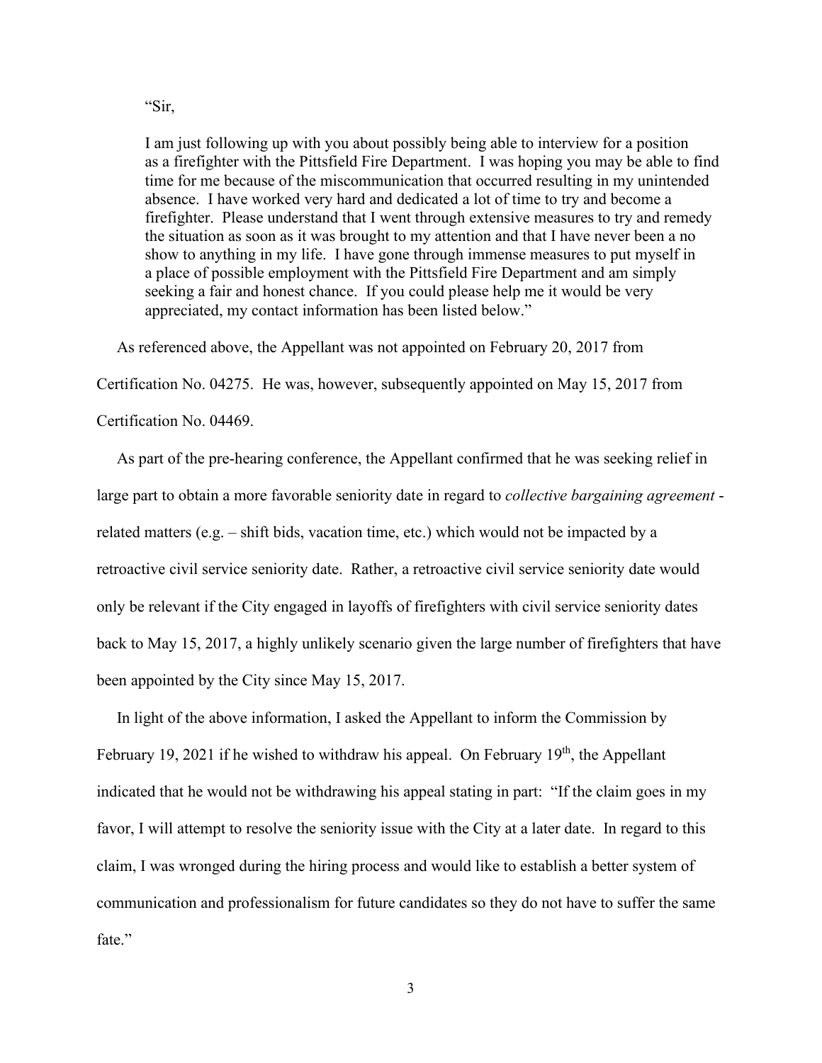> "Sir,
>
> I am just following up with you about possibly being able to interview for a position as a firefighter with the Pittsfield Fire Department. I was hoping you may be able to find time for me because of the miscommunication that occurred resulting in my unintended absence. I have worked very hard and dedicated a lot of time to try and become a firefighter. Please understand that I went through extensive measures to try and remedy the situation as soon as it was brought to my attention and that I have never been a no show to anything in my life. I have gone through immense measures to put myself in a place of possible employment with the Pittsfield Fire Department and am simply seeking a fair and honest chance. If you could please help me it would be very appreciated, my contact information has been listed below."

As referenced above, the Appellant was not appointed on February 20, 2017 from Certification No. 04275. He was, however, subsequently appointed on May 15, 2017 from Certification No. 04469.

As part of the pre-hearing conference, the Appellant confirmed that he was seeking relief in large part to obtain a more favorable seniority date in regard to *collective bargaining agreement* - related matters (e.g. – shift bids, vacation time, etc.) which would not be impacted by a retroactive civil service seniority date. Rather, a retroactive civil service seniority date would only be relevant if the City engaged in layoffs of firefighters with civil service seniority dates back to May 15, 2017, a highly unlikely scenario given the large number of firefighters that have been appointed by the City since May 15, 2017.

In light of the above information, I asked the Appellant to inform the Commission by February 19, 2021 if he wished to withdraw his appeal. On February 19th, the Appellant indicated that he would not be withdrawing his appeal stating in part: "If the claim goes in my favor, I will attempt to resolve the seniority issue with the City at a later date. In regard to this claim, I was wronged during the hiring process and would like to establish a better system of communication and professionalism for future candidates so they do not have to suffer the same fate."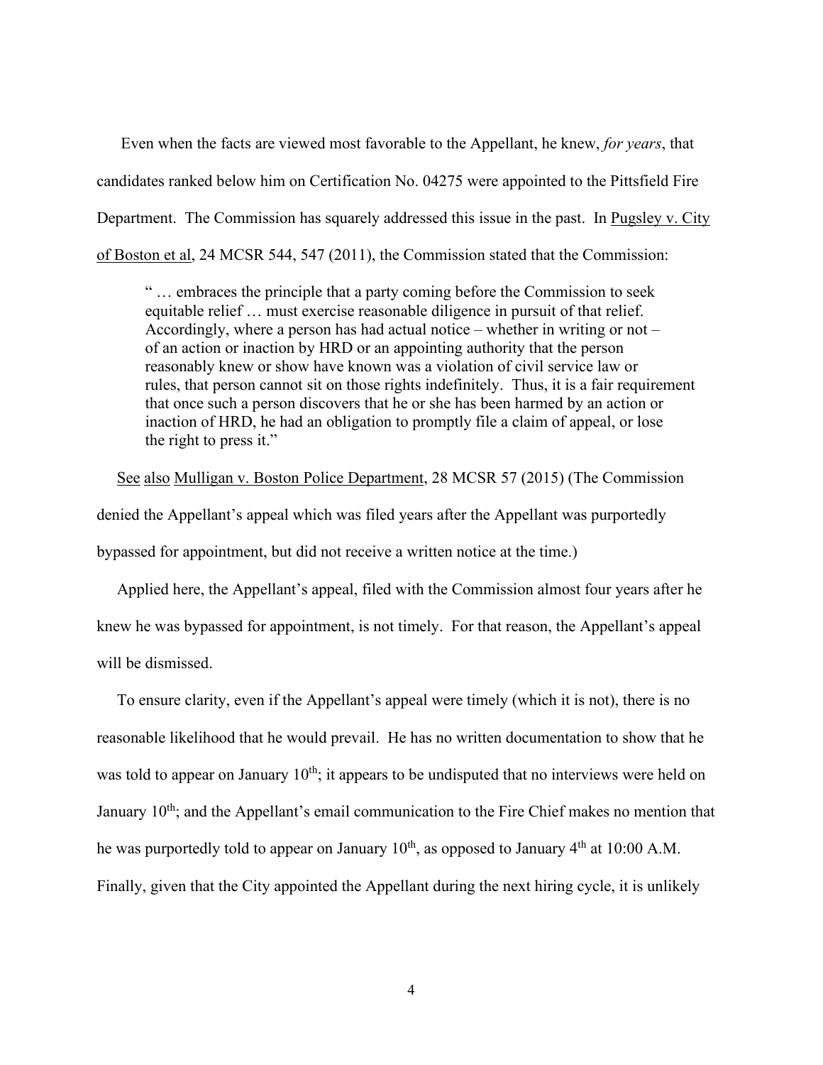Even when the facts are viewed most favorable to the Appellant, he knew, *for years*, that candidates ranked below him on Certification No. 04275 were appointed to the Pittsfield Fire Department. The Commission has squarely addressed this issue in the past. In Pugsley v. City of Boston et al, 24 MCSR 544, 547 (2011), the Commission stated that the Commission:

> " … embraces the principle that a party coming before the Commission to seek equitable relief … must exercise reasonable diligence in pursuit of that relief. Accordingly, where a person has had actual notice – whether in writing or not – of an action or inaction by HRD or an appointing authority that the person reasonably knew or show have known was a violation of civil service law or rules, that person cannot sit on those rights indefinitely. Thus, it is a fair requirement that once such a person discovers that he or she has been harmed by an action or inaction of HRD, he had an obligation to promptly file a claim of appeal, or lose the right to press it."

See also Mulligan v. Boston Police Department, 28 MCSR 57 (2015) (The Commission denied the Appellant's appeal which was filed years after the Appellant was purportedly bypassed for appointment, but did not receive a written notice at the time.)

Applied here, the Appellant's appeal, filed with the Commission almost four years after he knew he was bypassed for appointment, is not timely. For that reason, the Appellant's appeal will be dismissed.

To ensure clarity, even if the Appellant's appeal were timely (which it is not), there is no reasonable likelihood that he would prevail. He has no written documentation to show that he was told to appear on January 10th; it appears to be undisputed that no interviews were held on January 10th; and the Appellant's email communication to the Fire Chief makes no mention that he was purportedly told to appear on January 10th, as opposed to January 4th at 10:00 A.M. Finally, given that the City appointed the Appellant during the next hiring cycle, it is unlikely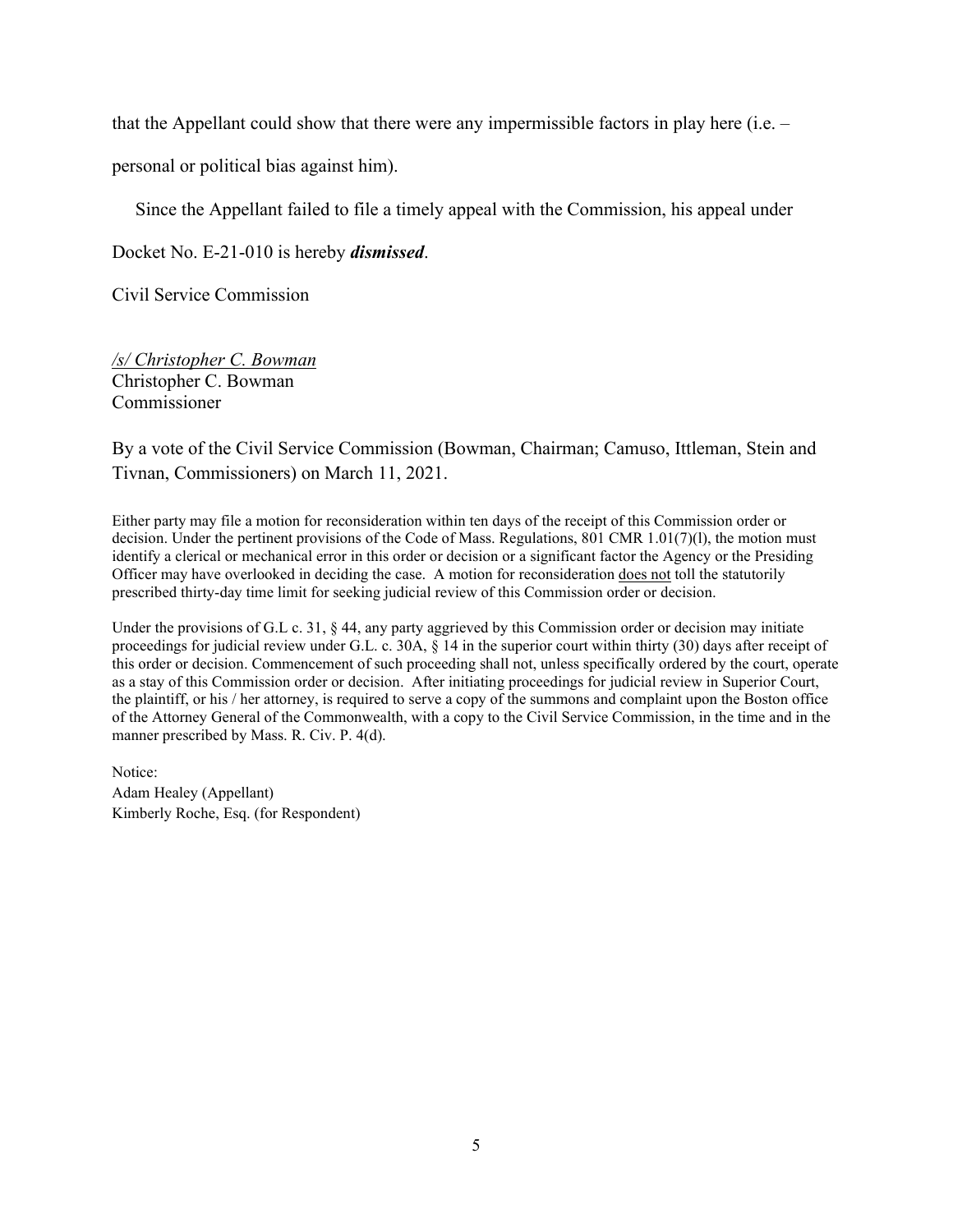that the Appellant could show that there were any impermissible factors in play here (i.e. – personal or political bias against him).

Since the Appellant failed to file a timely appeal with the Commission, his appeal under Docket No. E-21-010 is hereby ***dismissed***.

Civil Service Commission

*/s/ Christopher C. Bowman*
Christopher C. Bowman
Commissioner

By a vote of the Civil Service Commission (Bowman, Chairman; Camuso, Ittleman, Stein and Tivnan, Commissioners) on March 11, 2021.

Either party may file a motion for reconsideration within ten days of the receipt of this Commission order or decision. Under the pertinent provisions of the Code of Mass. Regulations, 801 CMR 1.01(7)(l), the motion must identify a clerical or mechanical error in this order or decision or a significant factor the Agency or the Presiding Officer may have overlooked in deciding the case. A motion for reconsideration does not toll the statutorily prescribed thirty-day time limit for seeking judicial review of this Commission order or decision.

Under the provisions of G.L c. 31, § 44, any party aggrieved by this Commission order or decision may initiate proceedings for judicial review under G.L. c. 30A, § 14 in the superior court within thirty (30) days after receipt of this order or decision. Commencement of such proceeding shall not, unless specifically ordered by the court, operate as a stay of this Commission order or decision. After initiating proceedings for judicial review in Superior Court, the plaintiff, or his / her attorney, is required to serve a copy of the summons and complaint upon the Boston office of the Attorney General of the Commonwealth, with a copy to the Civil Service Commission, in the time and in the manner prescribed by Mass. R. Civ. P. 4(d).

Notice:
Adam Healey (Appellant)
Kimberly Roche, Esq. (for Respondent)